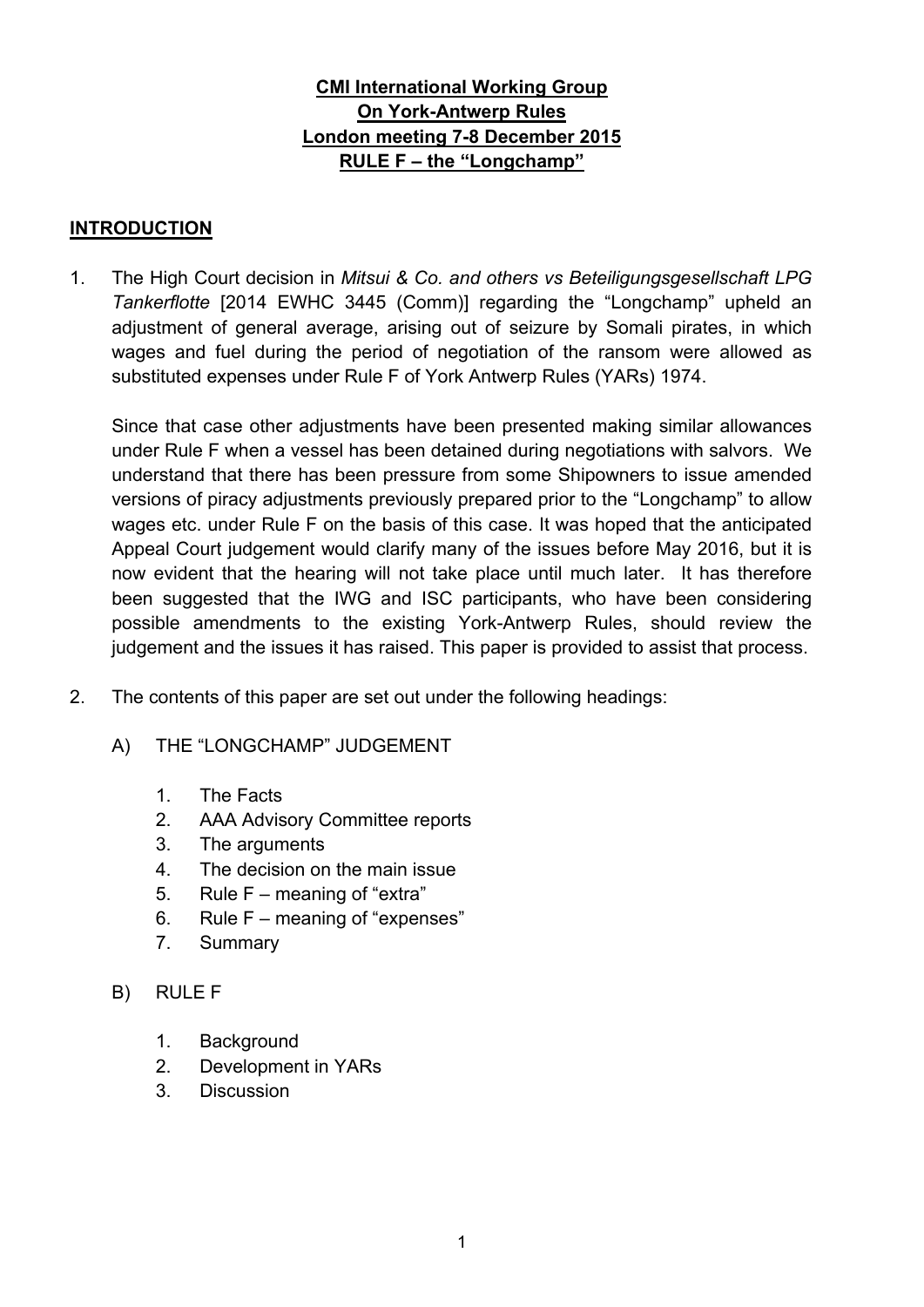**CMI International Working Group**
**On York-Antwerp Rules**
**London meeting 7-8 December 2015**
**RULE F – the "Longchamp"**

## INTRODUCTION

1. The High Court decision in *Mitsui & Co. and others vs Beteiligungsgesellschaft LPG Tankerflotte* [2014 EWHC 3445 (Comm)] regarding the "Longchamp" upheld an adjustment of general average, arising out of seizure by Somali pirates, in which wages and fuel during the period of negotiation of the ransom were allowed as substituted expenses under Rule F of York Antwerp Rules (YARs) 1974.

   Since that case other adjustments have been presented making similar allowances under Rule F when a vessel has been detained during negotiations with salvors. We understand that there has been pressure from some Shipowners to issue amended versions of piracy adjustments previously prepared prior to the "Longchamp" to allow wages etc. under Rule F on the basis of this case. It was hoped that the anticipated Appeal Court judgement would clarify many of the issues before May 2016, but it is now evident that the hearing will not take place until much later. It has therefore been suggested that the IWG and ISC participants, who have been considering possible amendments to the existing York-Antwerp Rules, should review the judgement and the issues it has raised. This paper is provided to assist that process.

2. The contents of this paper are set out under the following headings:

   A) THE "LONGCHAMP" JUDGEMENT

      1. The Facts
      2. AAA Advisory Committee reports
      3. The arguments
      4. The decision on the main issue
      5. Rule F – meaning of "extra"
      6. Rule F – meaning of "expenses"
      7. Summary

   B) RULE F

      1. Background
      2. Development in YARs
      3. Discussion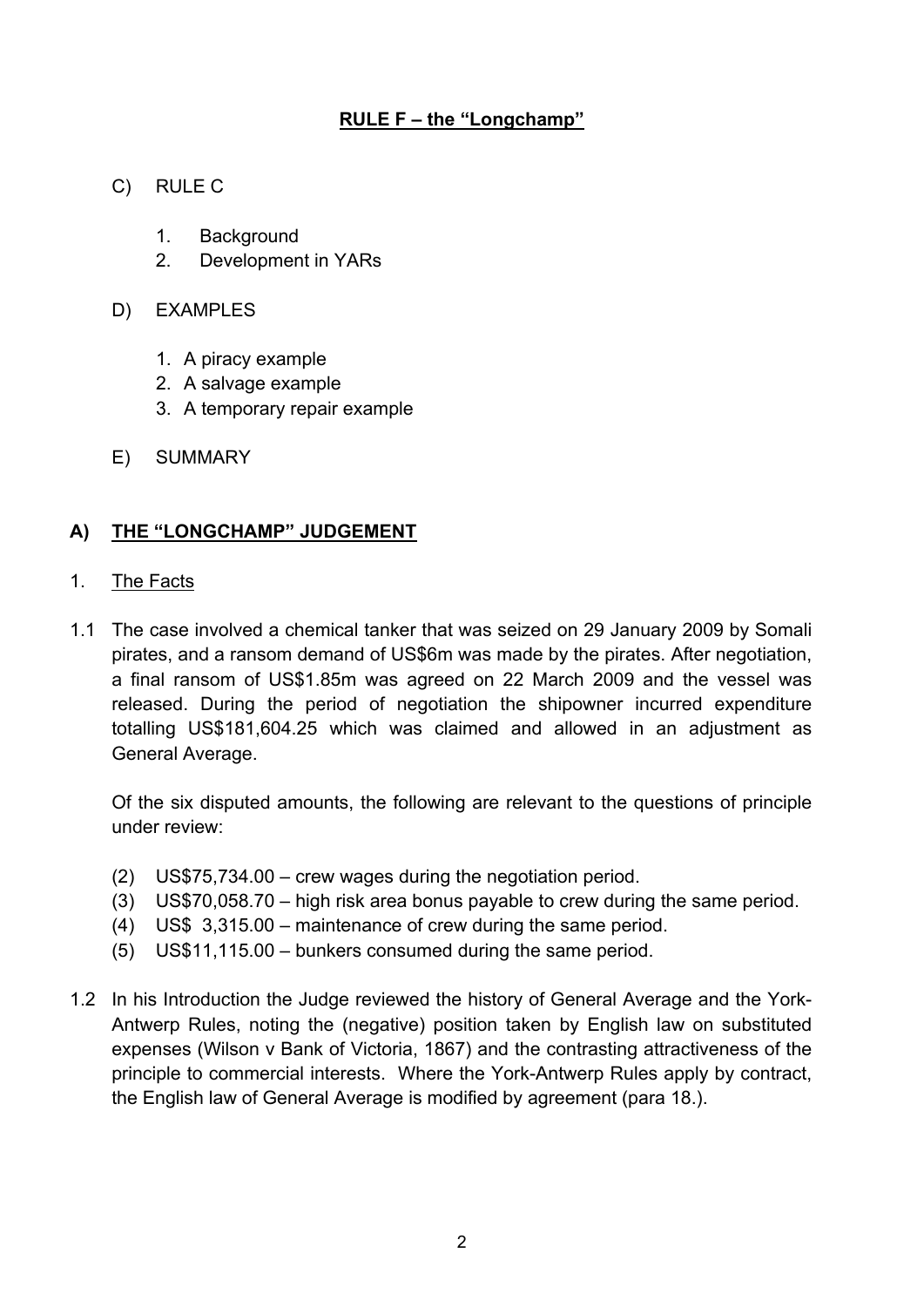## RULE F – the "Longchamp"

C) RULE C

1. Background
2. Development in YARs

D) EXAMPLES

1. A piracy example
2. A salvage example
3. A temporary repair example

E) SUMMARY

## A) THE "LONGCHAMP" JUDGEMENT

1. The Facts

1.1 The case involved a chemical tanker that was seized on 29 January 2009 by Somali pirates, and a ransom demand of US$6m was made by the pirates. After negotiation, a final ransom of US$1.85m was agreed on 22 March 2009 and the vessel was released. During the period of negotiation the shipowner incurred expenditure totalling US$181,604.25 which was claimed and allowed in an adjustment as General Average.

Of the six disputed amounts, the following are relevant to the questions of principle under review:

(2) US$75,734.00 – crew wages during the negotiation period.
(3) US$70,058.70 – high risk area bonus payable to crew during the same period.
(4) US$ 3,315.00 – maintenance of crew during the same period.
(5) US$11,115.00 – bunkers consumed during the same period.

1.2 In his Introduction the Judge reviewed the history of General Average and the York-Antwerp Rules, noting the (negative) position taken by English law on substituted expenses (Wilson v Bank of Victoria, 1867) and the contrasting attractiveness of the principle to commercial interests. Where the York-Antwerp Rules apply by contract, the English law of General Average is modified by agreement (para 18.).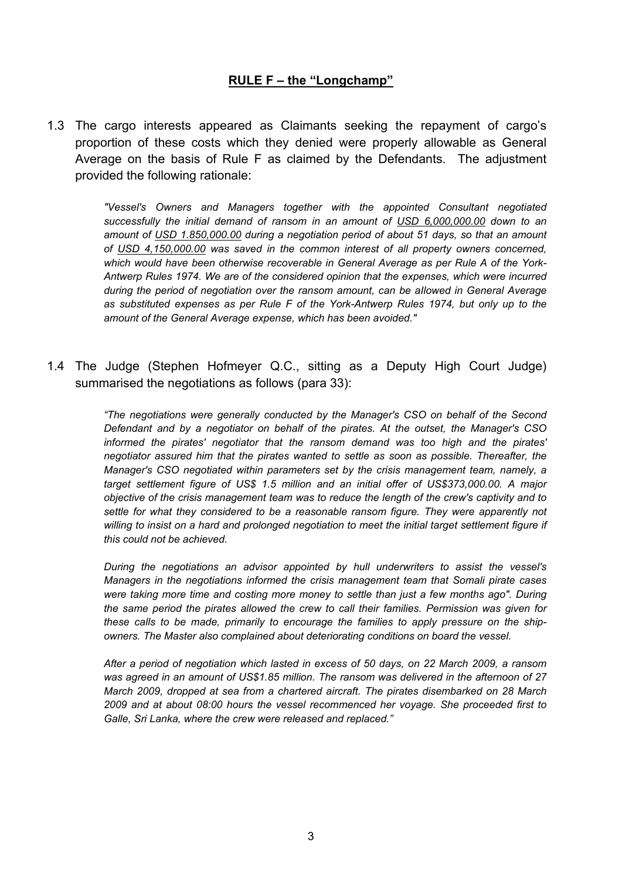## **RULE F – the "Longchamp"**

1.3 The cargo interests appeared as Claimants seeking the repayment of cargo's proportion of these costs which they denied were properly allowable as General Average on the basis of Rule F as claimed by the Defendants. The adjustment provided the following rationale:

> *"Vessel's Owners and Managers together with the appointed Consultant negotiated successfully the initial demand of ransom in an amount of <u>USD 6,000,000.00</u> down to an amount of <u>USD 1.850,000.00</u> during a negotiation period of about 51 days, so that an amount of <u>USD 4,150,000.00</u> was saved in the common interest of all property owners concerned, which would have been otherwise recoverable in General Average as per Rule A of the York-Antwerp Rules 1974. We are of the considered opinion that the expenses, which were incurred during the period of negotiation over the ransom amount, can be allowed in General Average as substituted expenses as per Rule F of the York-Antwerp Rules 1974, but only up to the amount of the General Average expense, which has been avoided."*

1.4 The Judge (Stephen Hofmeyer Q.C., sitting as a Deputy High Court Judge) summarised the negotiations as follows (para 33):

> *"The negotiations were generally conducted by the Manager's CSO on behalf of the Second Defendant and by a negotiator on behalf of the pirates. At the outset, the Manager's CSO informed the pirates' negotiator that the ransom demand was too high and the pirates' negotiator assured him that the pirates wanted to settle as soon as possible. Thereafter, the Manager's CSO negotiated within parameters set by the crisis management team, namely, a target settlement figure of US$ 1.5 million and an initial offer of US$373,000.00. A major objective of the crisis management team was to reduce the length of the crew's captivity and to settle for what they considered to be a reasonable ransom figure. They were apparently not willing to insist on a hard and prolonged negotiation to meet the initial target settlement figure if this could not be achieved.*
>
> *During the negotiations an advisor appointed by hull underwriters to assist the vessel's Managers in the negotiations informed the crisis management team that Somali pirate cases were taking more time and costing more money to settle than just a few months ago". During the same period the pirates allowed the crew to call their families. Permission was given for these calls to be made, primarily to encourage the families to apply pressure on the ship-owners. The Master also complained about deteriorating conditions on board the vessel.*
>
> *After a period of negotiation which lasted in excess of 50 days, on 22 March 2009, a ransom was agreed in an amount of US$1.85 million. The ransom was delivered in the afternoon of 27 March 2009, dropped at sea from a chartered aircraft. The pirates disembarked on 28 March 2009 and at about 08:00 hours the vessel recommenced her voyage. She proceeded first to Galle, Sri Lanka, where the crew were released and replaced."*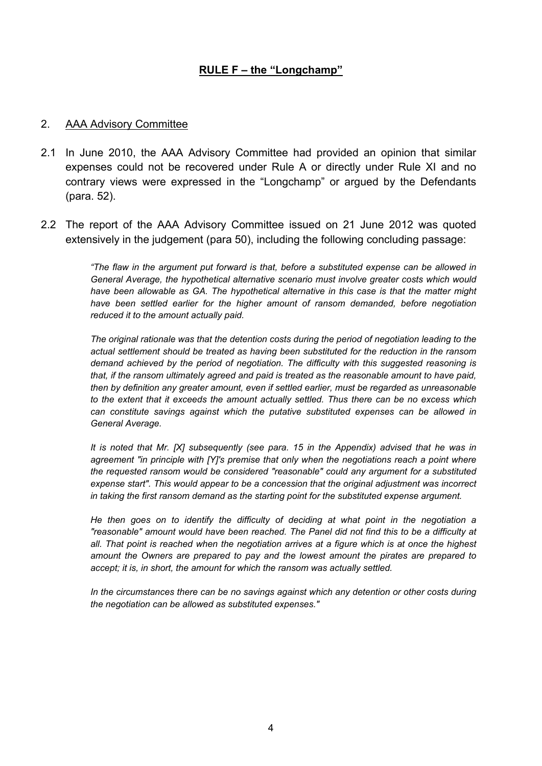## RULE F – the "Longchamp"

### 2. AAA Advisory Committee

2.1 In June 2010, the AAA Advisory Committee had provided an opinion that similar expenses could not be recovered under Rule A or directly under Rule XI and no contrary views were expressed in the "Longchamp" or argued by the Defendants (para. 52).

2.2 The report of the AAA Advisory Committee issued on 21 June 2012 was quoted extensively in the judgement (para 50), including the following concluding passage:

> *"The flaw in the argument put forward is that, before a substituted expense can be allowed in General Average, the hypothetical alternative scenario must involve greater costs which would have been allowable as GA. The hypothetical alternative in this case is that the matter might have been settled earlier for the higher amount of ransom demanded, before negotiation reduced it to the amount actually paid.*
>
> *The original rationale was that the detention costs during the period of negotiation leading to the actual settlement should be treated as having been substituted for the reduction in the ransom demand achieved by the period of negotiation. The difficulty with this suggested reasoning is that, if the ransom ultimately agreed and paid is treated as the reasonable amount to have paid, then by definition any greater amount, even if settled earlier, must be regarded as unreasonable to the extent that it exceeds the amount actually settled. Thus there can be no excess which can constitute savings against which the putative substituted expenses can be allowed in General Average.*
>
> *It is noted that Mr. [X] subsequently (see para. 15 in the Appendix) advised that he was in agreement "in principle with [Y]'s premise that only when the negotiations reach a point where the requested ransom would be considered "reasonable" could any argument for a substituted expense start". This would appear to be a concession that the original adjustment was incorrect in taking the first ransom demand as the starting point for the substituted expense argument.*
>
> *He then goes on to identify the difficulty of deciding at what point in the negotiation a "reasonable" amount would have been reached. The Panel did not find this to be a difficulty at all. That point is reached when the negotiation arrives at a figure which is at once the highest amount the Owners are prepared to pay and the lowest amount the pirates are prepared to accept; it is, in short, the amount for which the ransom was actually settled.*
>
> *In the circumstances there can be no savings against which any detention or other costs during the negotiation can be allowed as substituted expenses."*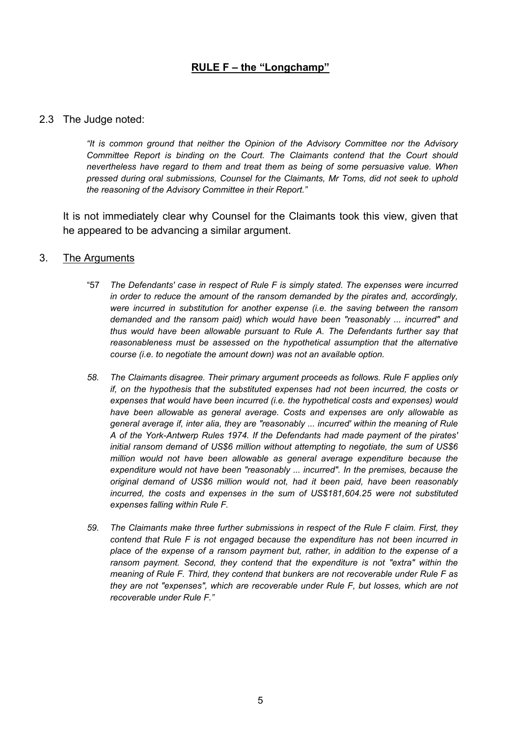## **RULE F – the "Longchamp"**

2.3 The Judge noted:

> *"It is common ground that neither the Opinion of the Advisory Committee nor the Advisory Committee Report is binding on the Court. The Claimants contend that the Court should nevertheless have regard to them and treat them as being of some persuasive value. When pressed during oral submissions, Counsel for the Claimants, Mr Toms, did not seek to uphold the reasoning of the Advisory Committee in their Report."*

It is not immediately clear why Counsel for the Claimants took this view, given that he appeared to be advancing a similar argument.

3. <u>The Arguments</u>

> "57 *The Defendants' case in respect of Rule F is simply stated. The expenses were incurred in order to reduce the amount of the ransom demanded by the pirates and, accordingly, were incurred in substitution for another expense (i.e. the saving between the ransom demanded and the ransom paid) which would have been "reasonably ... incurred" and thus would have been allowable pursuant to Rule A. The Defendants further say that reasonableness must be assessed on the hypothetical assumption that the alternative course (i.e. to negotiate the amount down) was not an available option.*
>
> *58. The Claimants disagree. Their primary argument proceeds as follows. Rule F applies only if, on the hypothesis that the substituted expenses had not been incurred, the costs or expenses that would have been incurred (i.e. the hypothetical costs and expenses) would have been allowable as general average. Costs and expenses are only allowable as general average if, inter alia, they are "reasonably ... incurred' within the meaning of Rule A of the York-Antwerp Rules 1974. If the Defendants had made payment of the pirates' initial ransom demand of US$6 million without attempting to negotiate, the sum of US$6 million would not have been allowable as general average expenditure because the expenditure would not have been "reasonably ... incurred". In the premises, because the original demand of US$6 million would not, had it been paid, have been reasonably incurred, the costs and expenses in the sum of US$181,604.25 were not substituted expenses falling within Rule F.*
>
> *59. The Claimants make three further submissions in respect of the Rule F claim. First, they contend that Rule F is not engaged because the expenditure has not been incurred in place of the expense of a ransom payment but, rather, in addition to the expense of a ransom payment. Second, they contend that the expenditure is not "extra" within the meaning of Rule F. Third, they contend that bunkers are not recoverable under Rule F as they are not "expenses", which are recoverable under Rule F, but losses, which are not recoverable under Rule F."*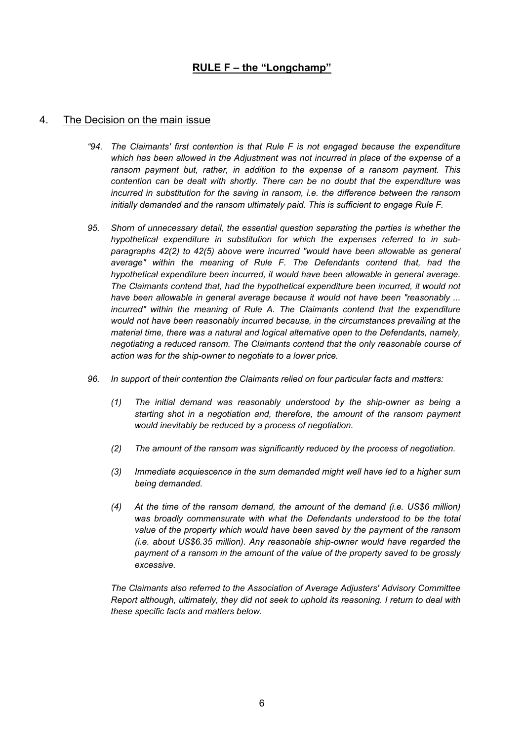## RULE F – the "Longchamp"

### 4. The Decision on the main issue

*"94. The Claimants' first contention is that Rule F is not engaged because the expenditure which has been allowed in the Adjustment was not incurred in place of the expense of a ransom payment but, rather, in addition to the expense of a ransom payment. This contention can be dealt with shortly. There can be no doubt that the expenditure was incurred in substitution for the saving in ransom, i.e. the difference between the ransom initially demanded and the ransom ultimately paid. This is sufficient to engage Rule F.*

*95. Shorn of unnecessary detail, the essential question separating the parties is whether the hypothetical expenditure in substitution for which the expenses referred to in sub-paragraphs 42(2) to 42(5) above were incurred "would have been allowable as general average" within the meaning of Rule F. The Defendants contend that, had the hypothetical expenditure been incurred, it would have been allowable in general average. The Claimants contend that, had the hypothetical expenditure been incurred, it would not have been allowable in general average because it would not have been "reasonably ... incurred" within the meaning of Rule A. The Claimants contend that the expenditure would not have been reasonably incurred because, in the circumstances prevailing at the material time, there was a natural and logical alternative open to the Defendants, namely, negotiating a reduced ransom. The Claimants contend that the only reasonable course of action was for the ship-owner to negotiate to a lower price.*

*96. In support of their contention the Claimants relied on four particular facts and matters:*

*(1) The initial demand was reasonably understood by the ship-owner as being a starting shot in a negotiation and, therefore, the amount of the ransom payment would inevitably be reduced by a process of negotiation.*

*(2) The amount of the ransom was significantly reduced by the process of negotiation.*

*(3) Immediate acquiescence in the sum demanded might well have led to a higher sum being demanded.*

*(4) At the time of the ransom demand, the amount of the demand (i.e. US$6 million) was broadly commensurate with what the Defendants understood to be the total value of the property which would have been saved by the payment of the ransom (i.e. about US$6.35 million). Any reasonable ship-owner would have regarded the payment of a ransom in the amount of the value of the property saved to be grossly excessive.*

*The Claimants also referred to the Association of Average Adjusters' Advisory Committee Report although, ultimately, they did not seek to uphold its reasoning. I return to deal with these specific facts and matters below.*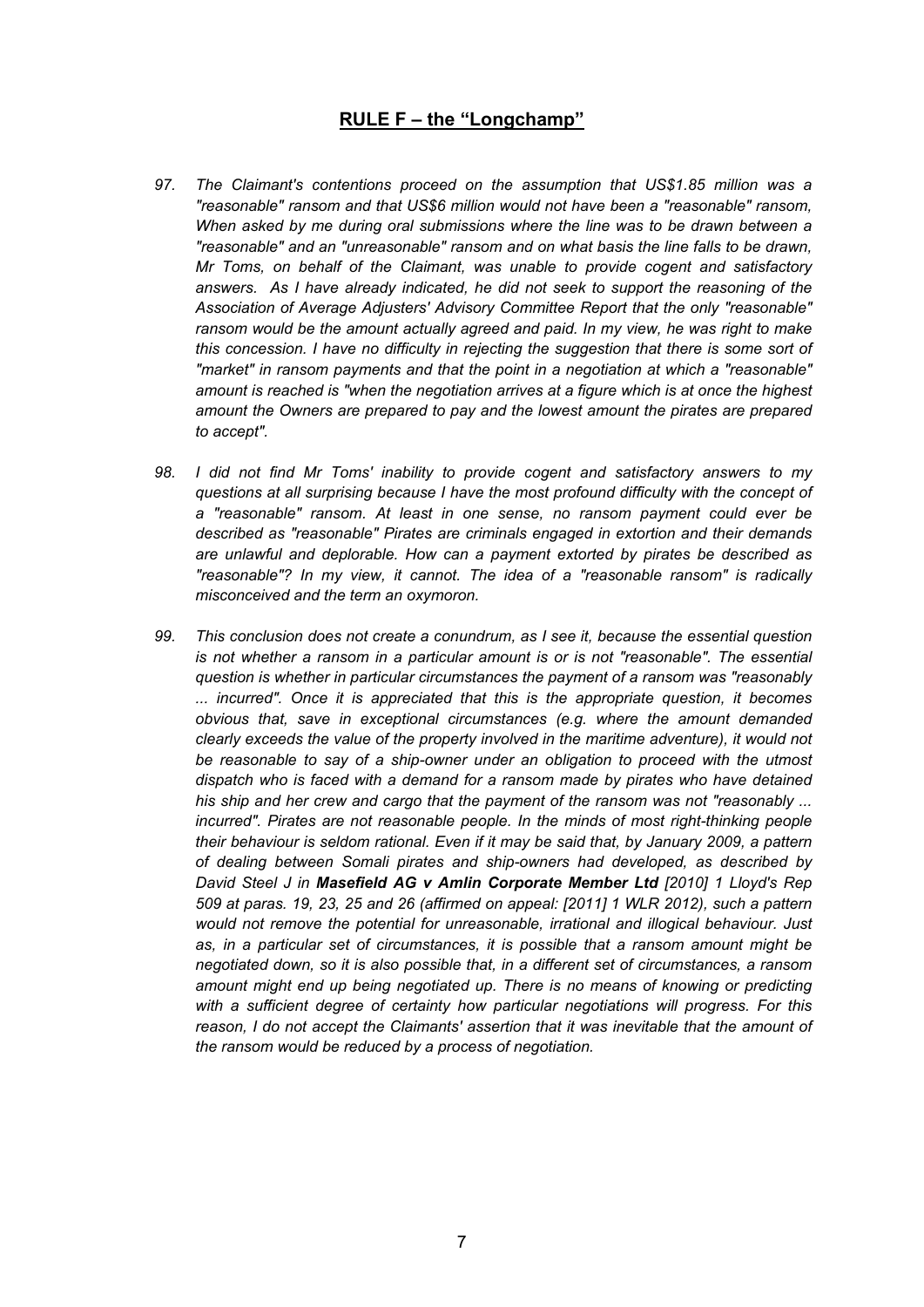## RULE F – the "Longchamp"

97. *The Claimant's contentions proceed on the assumption that US$1.85 million was a "reasonable" ransom and that US$6 million would not have been a "reasonable" ransom, When asked by me during oral submissions where the line was to be drawn between a "reasonable" and an "unreasonable" ransom and on what basis the line falls to be drawn, Mr Toms, on behalf of the Claimant, was unable to provide cogent and satisfactory answers. As I have already indicated, he did not seek to support the reasoning of the Association of Average Adjusters' Advisory Committee Report that the only "reasonable" ransom would be the amount actually agreed and paid. In my view, he was right to make this concession. I have no difficulty in rejecting the suggestion that there is some sort of "market" in ransom payments and that the point in a negotiation at which a "reasonable" amount is reached is "when the negotiation arrives at a figure which is at once the highest amount the Owners are prepared to pay and the lowest amount the pirates are prepared to accept".*

98. *I did not find Mr Toms' inability to provide cogent and satisfactory answers to my questions at all surprising because I have the most profound difficulty with the concept of a "reasonable" ransom. At least in one sense, no ransom payment could ever be described as "reasonable" Pirates are criminals engaged in extortion and their demands are unlawful and deplorable. How can a payment extorted by pirates be described as "reasonable"? In my view, it cannot. The idea of a "reasonable ransom" is radically misconceived and the term an oxymoron.*

99. *This conclusion does not create a conundrum, as I see it, because the essential question is not whether a ransom in a particular amount is or is not "reasonable". The essential question is whether in particular circumstances the payment of a ransom was "reasonably ... incurred". Once it is appreciated that this is the appropriate question, it becomes obvious that, save in exceptional circumstances (e.g. where the amount demanded clearly exceeds the value of the property involved in the maritime adventure), it would not be reasonable to say of a ship-owner under an obligation to proceed with the utmost dispatch who is faced with a demand for a ransom made by pirates who have detained his ship and her crew and cargo that the payment of the ransom was not "reasonably ... incurred". Pirates are not reasonable people. In the minds of most right-thinking people their behaviour is seldom rational. Even if it may be said that, by January 2009, a pattern of dealing between Somali pirates and ship-owners had developed, as described by David Steel J in* ***Masefield AG v Amlin Corporate Member Ltd*** *[2010] 1 Lloyd's Rep 509 at paras. 19, 23, 25 and 26 (affirmed on appeal: [2011] 1 WLR 2012), such a pattern would not remove the potential for unreasonable, irrational and illogical behaviour. Just as, in a particular set of circumstances, it is possible that a ransom amount might be negotiated down, so it is also possible that, in a different set of circumstances, a ransom amount might end up being negotiated up. There is no means of knowing or predicting with a sufficient degree of certainty how particular negotiations will progress. For this reason, I do not accept the Claimants' assertion that it was inevitable that the amount of the ransom would be reduced by a process of negotiation.*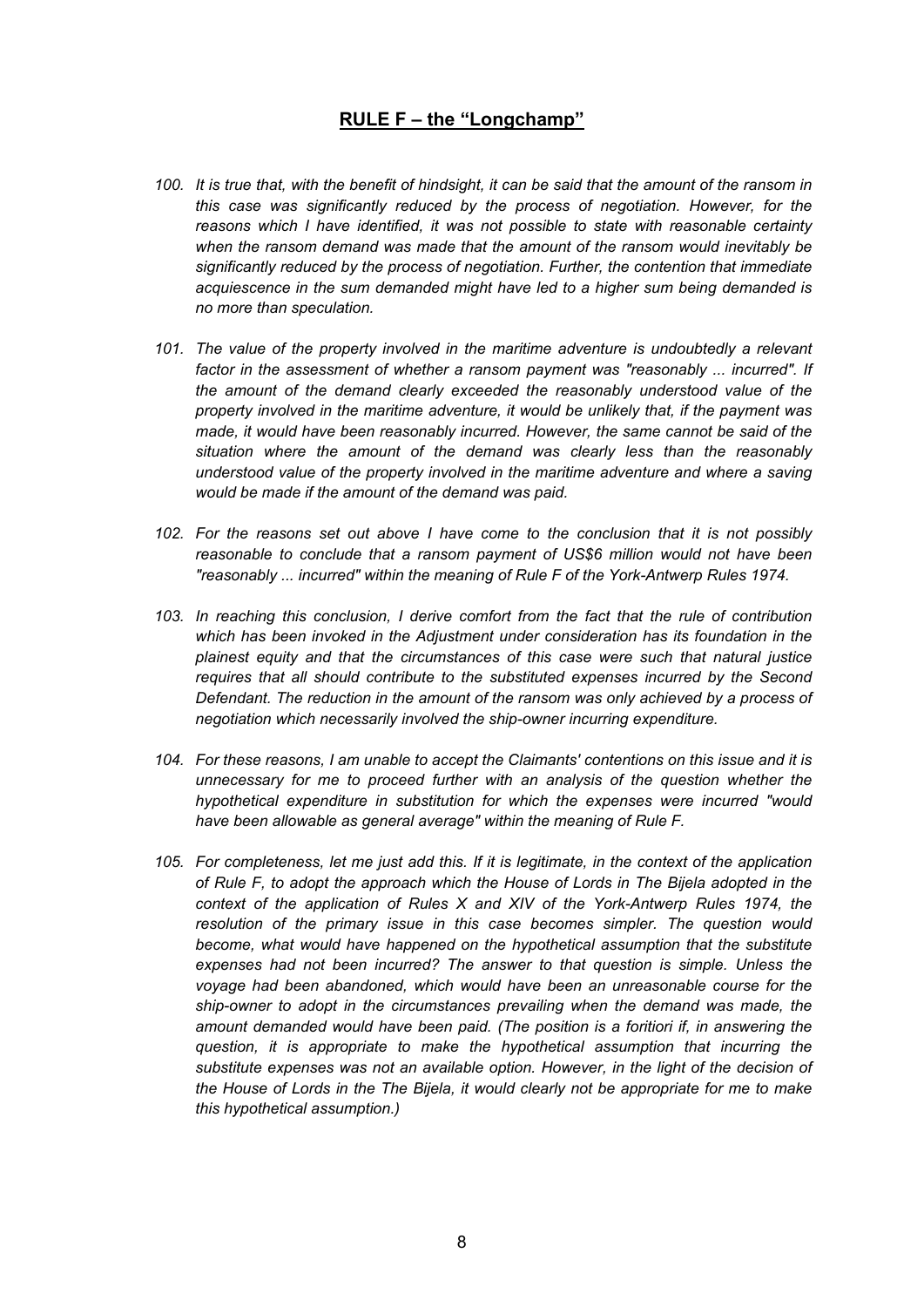## RULE F – the "Longchamp"

*100. It is true that, with the benefit of hindsight, it can be said that the amount of the ransom in this case was significantly reduced by the process of negotiation. However, for the reasons which I have identified, it was not possible to state with reasonable certainty when the ransom demand was made that the amount of the ransom would inevitably be significantly reduced by the process of negotiation. Further, the contention that immediate acquiescence in the sum demanded might have led to a higher sum being demanded is no more than speculation.*

*101. The value of the property involved in the maritime adventure is undoubtedly a relevant factor in the assessment of whether a ransom payment was "reasonably ... incurred". If the amount of the demand clearly exceeded the reasonably understood value of the property involved in the maritime adventure, it would be unlikely that, if the payment was made, it would have been reasonably incurred. However, the same cannot be said of the situation where the amount of the demand was clearly less than the reasonably understood value of the property involved in the maritime adventure and where a saving would be made if the amount of the demand was paid.*

*102. For the reasons set out above I have come to the conclusion that it is not possibly reasonable to conclude that a ransom payment of US$6 million would not have been "reasonably ... incurred" within the meaning of Rule F of the York-Antwerp Rules 1974.*

*103. In reaching this conclusion, I derive comfort from the fact that the rule of contribution which has been invoked in the Adjustment under consideration has its foundation in the plainest equity and that the circumstances of this case were such that natural justice requires that all should contribute to the substituted expenses incurred by the Second Defendant. The reduction in the amount of the ransom was only achieved by a process of negotiation which necessarily involved the ship-owner incurring expenditure.*

*104. For these reasons, I am unable to accept the Claimants' contentions on this issue and it is unnecessary for me to proceed further with an analysis of the question whether the hypothetical expenditure in substitution for which the expenses were incurred "would have been allowable as general average" within the meaning of Rule F.*

*105. For completeness, let me just add this. If it is legitimate, in the context of the application of Rule F, to adopt the approach which the House of Lords in The Bijela adopted in the context of the application of Rules X and XIV of the York-Antwerp Rules 1974, the resolution of the primary issue in this case becomes simpler. The question would become, what would have happened on the hypothetical assumption that the substitute expenses had not been incurred? The answer to that question is simple. Unless the voyage had been abandoned, which would have been an unreasonable course for the ship-owner to adopt in the circumstances prevailing when the demand was made, the amount demanded would have been paid. (The position is a foritiori if, in answering the question, it is appropriate to make the hypothetical assumption that incurring the substitute expenses was not an available option. However, in the light of the decision of the House of Lords in the The Bijela, it would clearly not be appropriate for me to make this hypothetical assumption.)*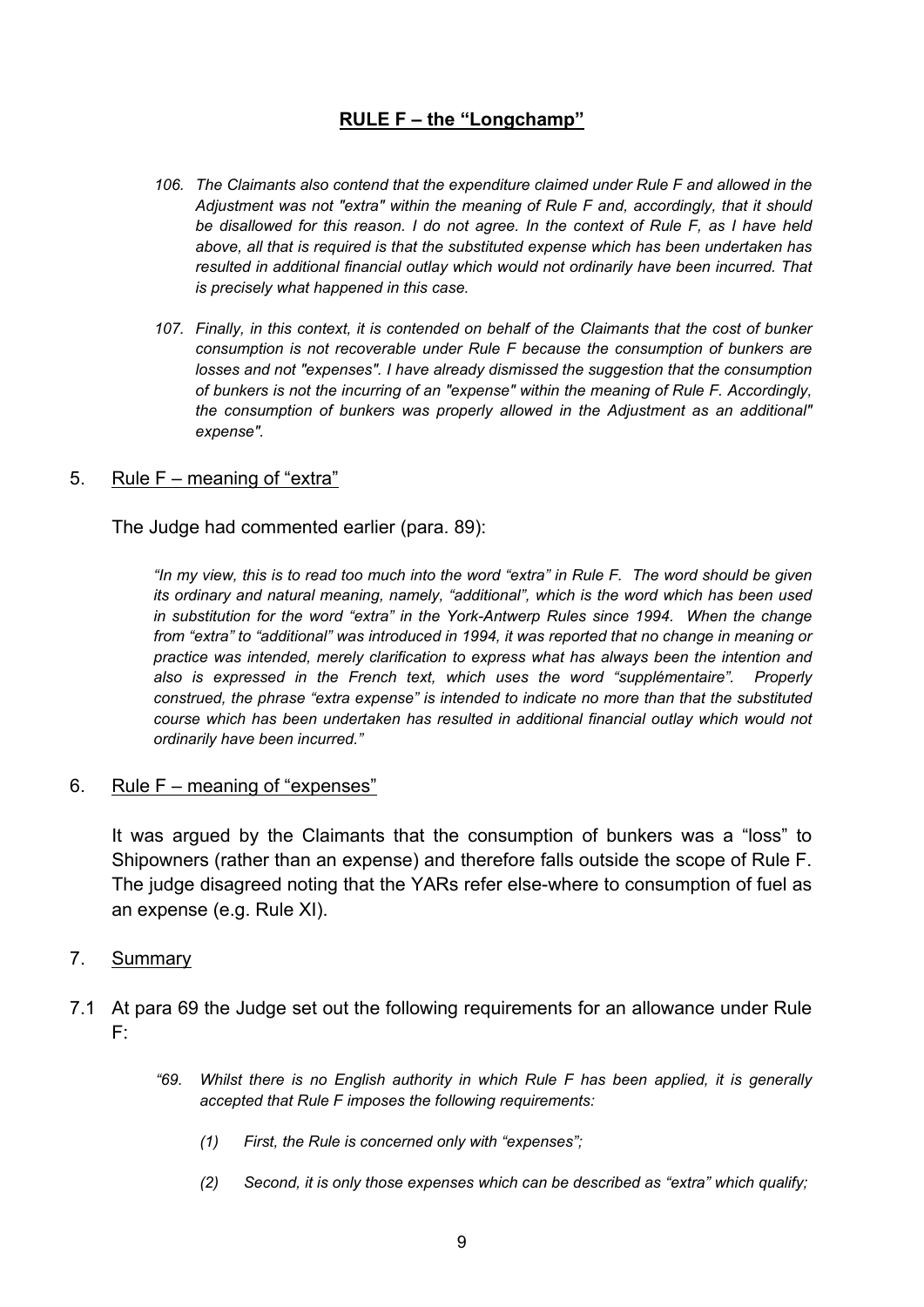## RULE F – the "Longchamp"

> *106. The Claimants also contend that the expenditure claimed under Rule F and allowed in the Adjustment was not "extra" within the meaning of Rule F and, accordingly, that it should be disallowed for this reason. I do not agree. In the context of Rule F, as I have held above, all that is required is that the substituted expense which has been undertaken has resulted in additional financial outlay which would not ordinarily have been incurred. That is precisely what happened in this case.*
>
> *107. Finally, in this context, it is contended on behalf of the Claimants that the cost of bunker consumption is not recoverable under Rule F because the consumption of bunkers are losses and not "expenses". I have already dismissed the suggestion that the consumption of bunkers is not the incurring of an "expense" within the meaning of Rule F. Accordingly, the consumption of bunkers was properly allowed in the Adjustment as an additional" expense".*

5. Rule F – meaning of "extra"

The Judge had commented earlier (para. 89):

> *"In my view, this is to read too much into the word "extra" in Rule F. The word should be given its ordinary and natural meaning, namely, "additional", which is the word which has been used in substitution for the word "extra" in the York-Antwerp Rules since 1994. When the change from "extra" to "additional" was introduced in 1994, it was reported that no change in meaning or practice was intended, merely clarification to express what has always been the intention and also is expressed in the French text, which uses the word "supplémentaire". Properly construed, the phrase "extra expense" is intended to indicate no more than that the substituted course which has been undertaken has resulted in additional financial outlay which would not ordinarily have been incurred."*

6. Rule F – meaning of "expenses"

It was argued by the Claimants that the consumption of bunkers was a "loss" to Shipowners (rather than an expense) and therefore falls outside the scope of Rule F. The judge disagreed noting that the YARs refer else-where to consumption of fuel as an expense (e.g. Rule XI).

7. Summary

7.1 At para 69 the Judge set out the following requirements for an allowance under Rule F:

> *"69. Whilst there is no English authority in which Rule F has been applied, it is generally accepted that Rule F imposes the following requirements:*
>
> *(1) First, the Rule is concerned only with "expenses";*
>
> *(2) Second, it is only those expenses which can be described as "extra" which qualify;*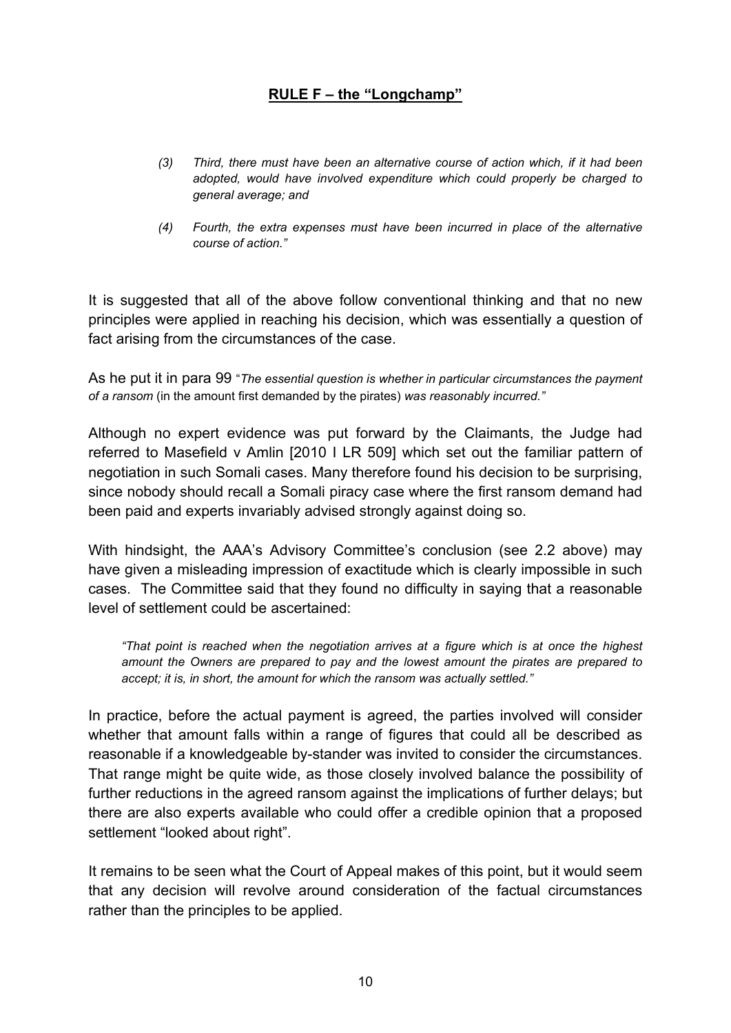## RULE F – the "Longchamp"

> *(3) Third, there must have been an alternative course of action which, if it had been adopted, would have involved expenditure which could properly be charged to general average; and*
>
> *(4) Fourth, the extra expenses must have been incurred in place of the alternative course of action."*

It is suggested that all of the above follow conventional thinking and that no new principles were applied in reaching his decision, which was essentially a question of fact arising from the circumstances of the case.

As he put it in para 99 "*The essential question is whether in particular circumstances the payment of a ransom* (in the amount first demanded by the pirates) *was reasonably incurred."*

Although no expert evidence was put forward by the Claimants, the Judge had referred to Masefield v Amlin [2010 I LR 509] which set out the familiar pattern of negotiation in such Somali cases. Many therefore found his decision to be surprising, since nobody should recall a Somali piracy case where the first ransom demand had been paid and experts invariably advised strongly against doing so.

With hindsight, the AAA's Advisory Committee's conclusion (see 2.2 above) may have given a misleading impression of exactitude which is clearly impossible in such cases. The Committee said that they found no difficulty in saying that a reasonable level of settlement could be ascertained:

> *"That point is reached when the negotiation arrives at a figure which is at once the highest amount the Owners are prepared to pay and the lowest amount the pirates are prepared to accept; it is, in short, the amount for which the ransom was actually settled."*

In practice, before the actual payment is agreed, the parties involved will consider whether that amount falls within a range of figures that could all be described as reasonable if a knowledgeable by-stander was invited to consider the circumstances. That range might be quite wide, as those closely involved balance the possibility of further reductions in the agreed ransom against the implications of further delays; but there are also experts available who could offer a credible opinion that a proposed settlement "looked about right".

It remains to be seen what the Court of Appeal makes of this point, but it would seem that any decision will revolve around consideration of the factual circumstances rather than the principles to be applied.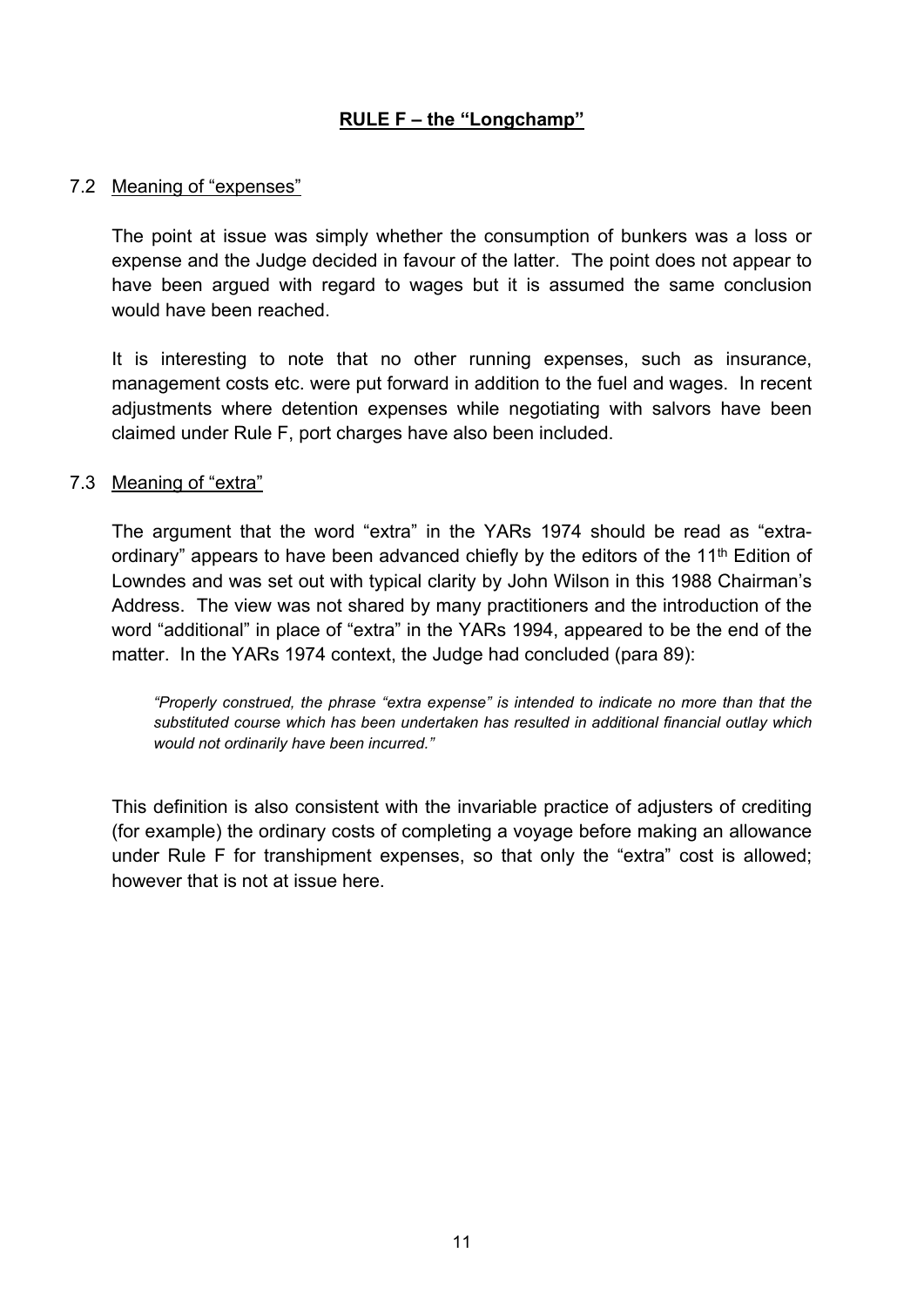## RULE F – the "Longchamp"

### 7.2 Meaning of "expenses"

The point at issue was simply whether the consumption of bunkers was a loss or expense and the Judge decided in favour of the latter. The point does not appear to have been argued with regard to wages but it is assumed the same conclusion would have been reached.

It is interesting to note that no other running expenses, such as insurance, management costs etc. were put forward in addition to the fuel and wages. In recent adjustments where detention expenses while negotiating with salvors have been claimed under Rule F, port charges have also been included.

### 7.3 Meaning of "extra"

The argument that the word "extra" in the YARs 1974 should be read as "extra-ordinary" appears to have been advanced chiefly by the editors of the 11th Edition of Lowndes and was set out with typical clarity by John Wilson in this 1988 Chairman's Address. The view was not shared by many practitioners and the introduction of the word "additional" in place of "extra" in the YARs 1994, appeared to be the end of the matter. In the YARs 1974 context, the Judge had concluded (para 89):

> *"Properly construed, the phrase "extra expense" is intended to indicate no more than that the substituted course which has been undertaken has resulted in additional financial outlay which would not ordinarily have been incurred."*

This definition is also consistent with the invariable practice of adjusters of crediting (for example) the ordinary costs of completing a voyage before making an allowance under Rule F for transhipment expenses, so that only the "extra" cost is allowed; however that is not at issue here.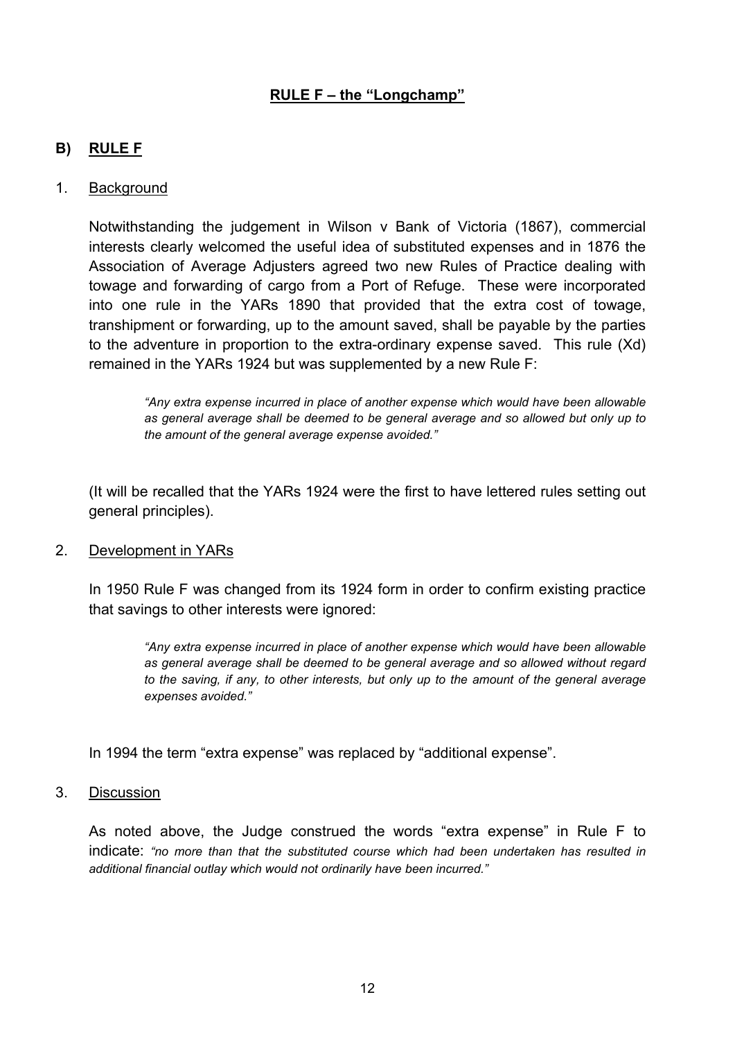**<u>RULE F – the "Longchamp"</u>**

## B) <u>RULE F</u>

### 1. <u>Background</u>

Notwithstanding the judgement in Wilson v Bank of Victoria (1867), commercial interests clearly welcomed the useful idea of substituted expenses and in 1876 the Association of Average Adjusters agreed two new Rules of Practice dealing with towage and forwarding of cargo from a Port of Refuge. These were incorporated into one rule in the YARs 1890 that provided that the extra cost of towage, transhipment or forwarding, up to the amount saved, shall be payable by the parties to the adventure in proportion to the extra-ordinary expense saved. This rule (Xd) remained in the YARs 1924 but was supplemented by a new Rule F:

> *"Any extra expense incurred in place of another expense which would have been allowable as general average shall be deemed to be general average and so allowed but only up to the amount of the general average expense avoided."*

(It will be recalled that the YARs 1924 were the first to have lettered rules setting out general principles).

### 2. <u>Development in YARs</u>

In 1950 Rule F was changed from its 1924 form in order to confirm existing practice that savings to other interests were ignored:

> *"Any extra expense incurred in place of another expense which would have been allowable as general average shall be deemed to be general average and so allowed without regard to the saving, if any, to other interests, but only up to the amount of the general average expenses avoided."*

In 1994 the term "extra expense" was replaced by "additional expense".

### 3. <u>Discussion</u>

As noted above, the Judge construed the words "extra expense" in Rule F to indicate: *"no more than that the substituted course which had been undertaken has resulted in additional financial outlay which would not ordinarily have been incurred."*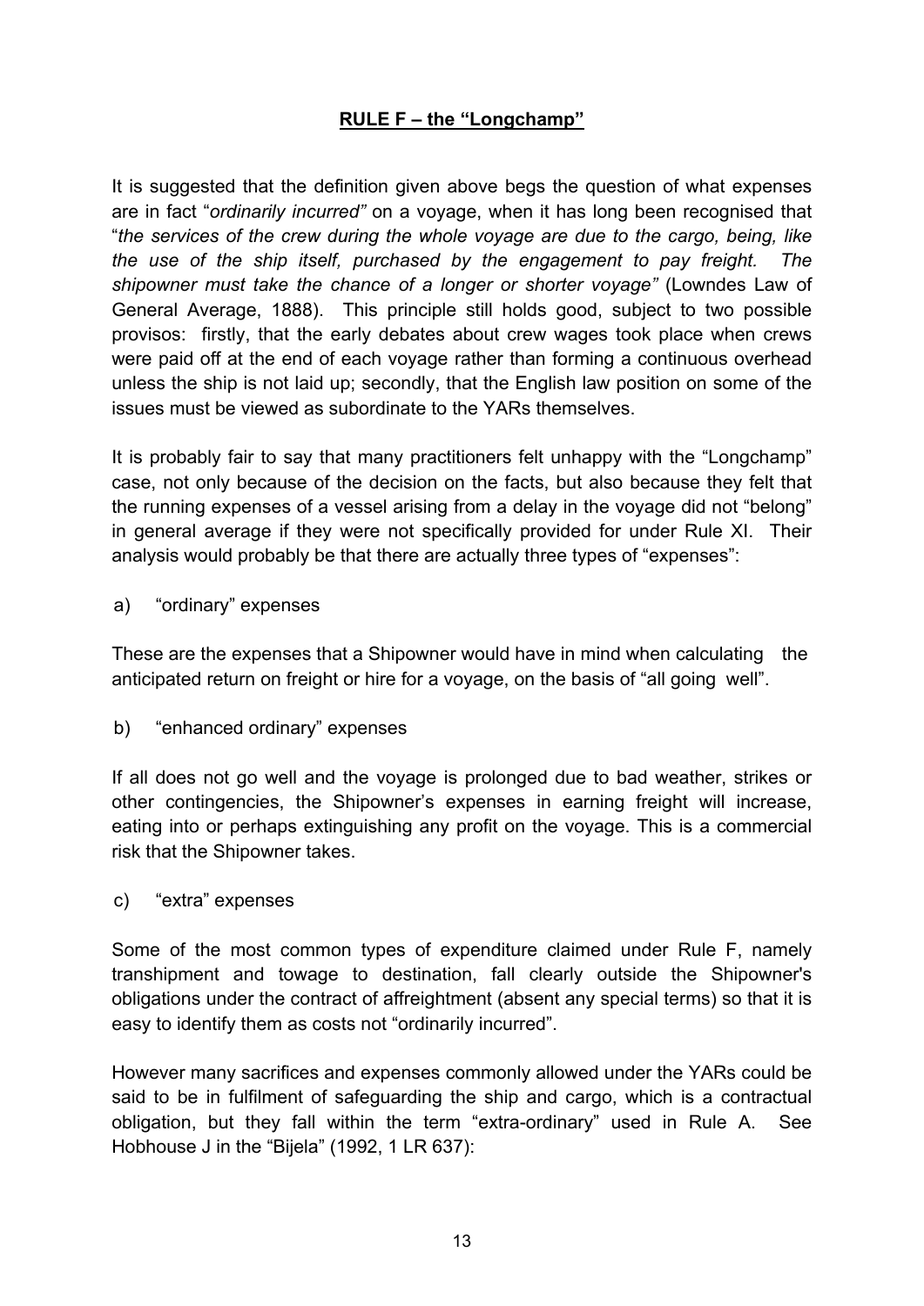## RULE F – the "Longchamp"

It is suggested that the definition given above begs the question of what expenses are in fact "*ordinarily incurred"* on a voyage, when it has long been recognised that "*the services of the crew during the whole voyage are due to the cargo, being, like the use of the ship itself, purchased by the engagement to pay freight. The shipowner must take the chance of a longer or shorter voyage"* (Lowndes Law of General Average, 1888). This principle still holds good, subject to two possible provisos: firstly, that the early debates about crew wages took place when crews were paid off at the end of each voyage rather than forming a continuous overhead unless the ship is not laid up; secondly, that the English law position on some of the issues must be viewed as subordinate to the YARs themselves.

It is probably fair to say that many practitioners felt unhappy with the "Longchamp" case, not only because of the decision on the facts, but also because they felt that the running expenses of a vessel arising from a delay in the voyage did not "belong" in general average if they were not specifically provided for under Rule XI. Their analysis would probably be that there are actually three types of "expenses":

a) "ordinary" expenses

These are the expenses that a Shipowner would have in mind when calculating the anticipated return on freight or hire for a voyage, on the basis of "all going well".

b) "enhanced ordinary" expenses

If all does not go well and the voyage is prolonged due to bad weather, strikes or other contingencies, the Shipowner's expenses in earning freight will increase, eating into or perhaps extinguishing any profit on the voyage. This is a commercial risk that the Shipowner takes.

c) "extra" expenses

Some of the most common types of expenditure claimed under Rule F, namely transhipment and towage to destination, fall clearly outside the Shipowner's obligations under the contract of affreightment (absent any special terms) so that it is easy to identify them as costs not "ordinarily incurred".

However many sacrifices and expenses commonly allowed under the YARs could be said to be in fulfilment of safeguarding the ship and cargo, which is a contractual obligation, but they fall within the term "extra-ordinary" used in Rule A. See Hobhouse J in the "Bijela" (1992, 1 LR 637):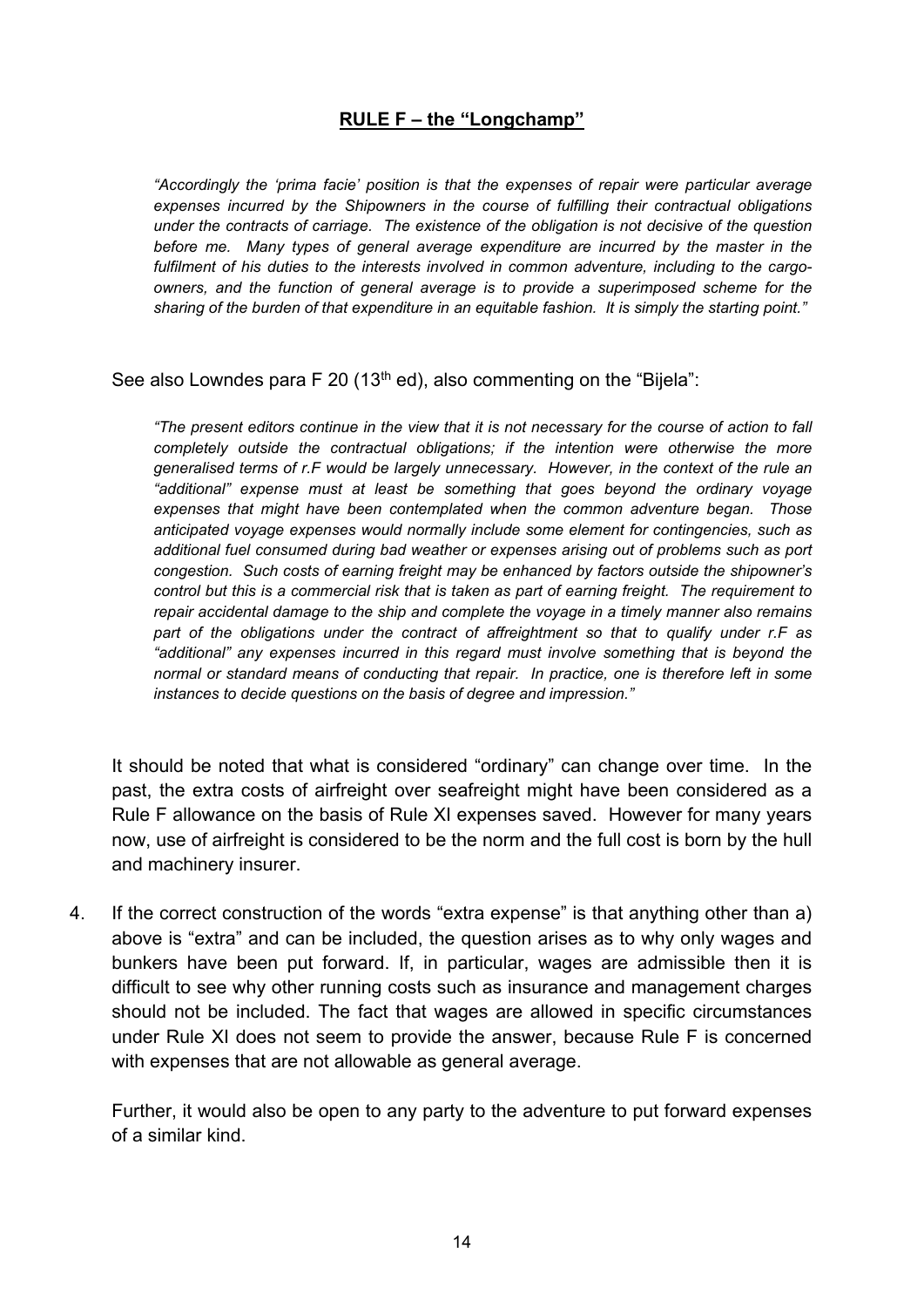## RULE F – the "Longchamp"

> *"Accordingly the 'prima facie' position is that the expenses of repair were particular average expenses incurred by the Shipowners in the course of fulfilling their contractual obligations under the contracts of carriage. The existence of the obligation is not decisive of the question before me. Many types of general average expenditure are incurred by the master in the fulfilment of his duties to the interests involved in common adventure, including to the cargo-owners, and the function of general average is to provide a superimposed scheme for the sharing of the burden of that expenditure in an equitable fashion. It is simply the starting point."*

See also Lowndes para F 20 (13th ed), also commenting on the "Bijela":

> *"The present editors continue in the view that it is not necessary for the course of action to fall completely outside the contractual obligations; if the intention were otherwise the more generalised terms of r.F would be largely unnecessary. However, in the context of the rule an "additional" expense must at least be something that goes beyond the ordinary voyage expenses that might have been contemplated when the common adventure began. Those anticipated voyage expenses would normally include some element for contingencies, such as additional fuel consumed during bad weather or expenses arising out of problems such as port congestion. Such costs of earning freight may be enhanced by factors outside the shipowner's control but this is a commercial risk that is taken as part of earning freight. The requirement to repair accidental damage to the ship and complete the voyage in a timely manner also remains part of the obligations under the contract of affreightment so that to qualify under r.F as "additional" any expenses incurred in this regard must involve something that is beyond the normal or standard means of conducting that repair. In practice, one is therefore left in some instances to decide questions on the basis of degree and impression."*

It should be noted that what is considered "ordinary" can change over time. In the past, the extra costs of airfreight over seafreight might have been considered as a Rule F allowance on the basis of Rule XI expenses saved. However for many years now, use of airfreight is considered to be the norm and the full cost is born by the hull and machinery insurer.

4. If the correct construction of the words "extra expense" is that anything other than a) above is "extra" and can be included, the question arises as to why only wages and bunkers have been put forward. If, in particular, wages are admissible then it is difficult to see why other running costs such as insurance and management charges should not be included. The fact that wages are allowed in specific circumstances under Rule XI does not seem to provide the answer, because Rule F is concerned with expenses that are not allowable as general average.

   Further, it would also be open to any party to the adventure to put forward expenses of a similar kind.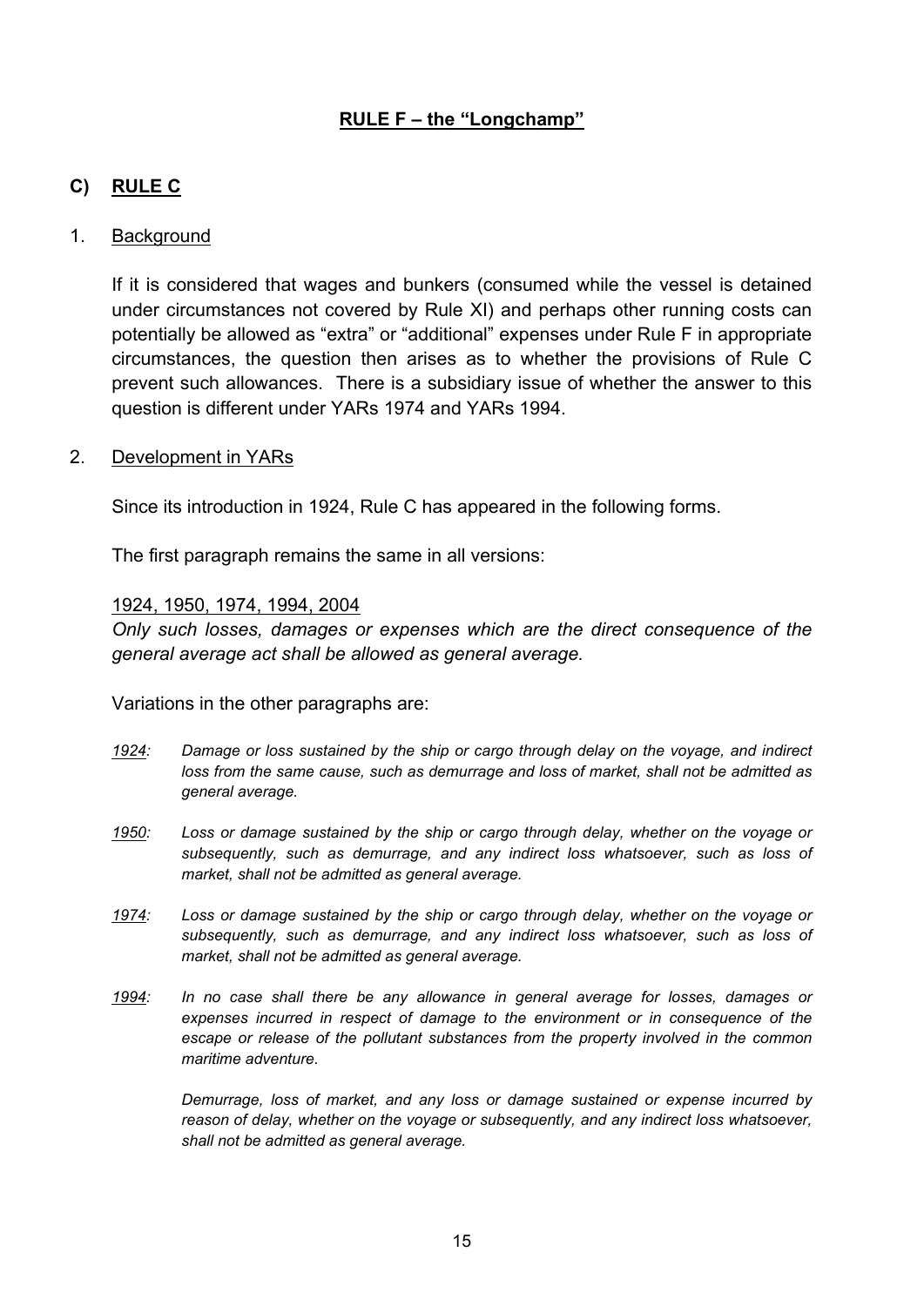**RULE F – the "Longchamp"**

## C) RULE C

### 1. Background

If it is considered that wages and bunkers (consumed while the vessel is detained under circumstances not covered by Rule XI) and perhaps other running costs can potentially be allowed as "extra" or "additional" expenses under Rule F in appropriate circumstances, the question then arises as to whether the provisions of Rule C prevent such allowances. There is a subsidiary issue of whether the answer to this question is different under YARs 1974 and YARs 1994.

### 2. Development in YARs

Since its introduction in 1924, Rule C has appeared in the following forms.

The first paragraph remains the same in all versions:

1924, 1950, 1974, 1994, 2004

*Only such losses, damages or expenses which are the direct consequence of the general average act shall be allowed as general average.*

Variations in the other paragraphs are:

*1924:* *Damage or loss sustained by the ship or cargo through delay on the voyage, and indirect loss from the same cause, such as demurrage and loss of market, shall not be admitted as general average.*

*1950:* *Loss or damage sustained by the ship or cargo through delay, whether on the voyage or subsequently, such as demurrage, and any indirect loss whatsoever, such as loss of market, shall not be admitted as general average.*

*1974:* *Loss or damage sustained by the ship or cargo through delay, whether on the voyage or subsequently, such as demurrage, and any indirect loss whatsoever, such as loss of market, shall not be admitted as general average.*

*1994:* *In no case shall there be any allowance in general average for losses, damages or expenses incurred in respect of damage to the environment or in consequence of the escape or release of the pollutant substances from the property involved in the common maritime adventure.*

*Demurrage, loss of market, and any loss or damage sustained or expense incurred by reason of delay, whether on the voyage or subsequently, and any indirect loss whatsoever, shall not be admitted as general average.*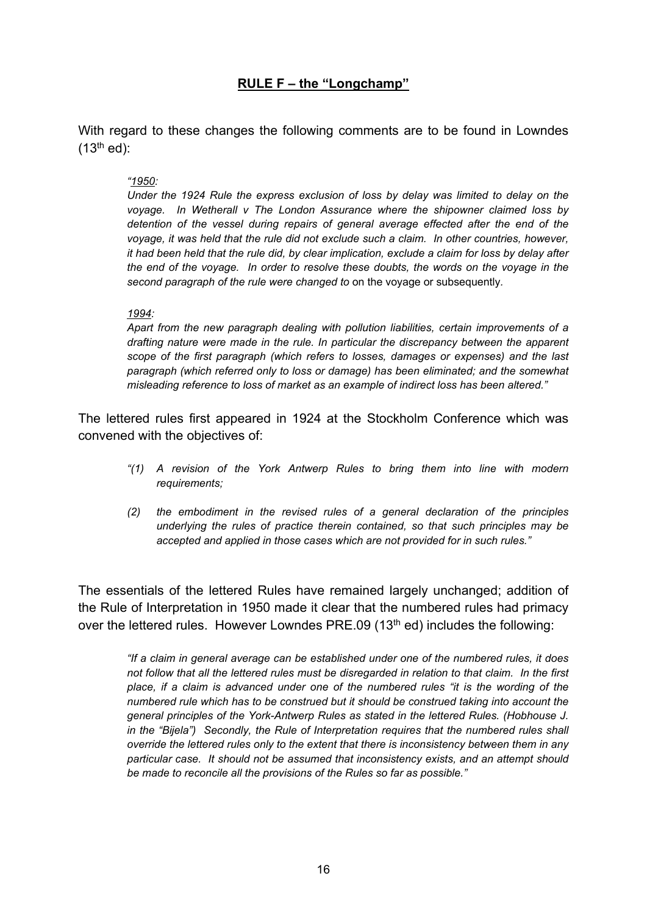## **RULE F – the "Longchamp"**

With regard to these changes the following comments are to be found in Lowndes (13th ed):

> *"<u>1950</u>:*
>
> *Under the 1924 Rule the express exclusion of loss by delay was limited to delay on the voyage. In Wetherall v The London Assurance where the shipowner claimed loss by detention of the vessel during repairs of general average effected after the end of the voyage, it was held that the rule did not exclude such a claim. In other countries, however, it had been held that the rule did, by clear implication, exclude a claim for loss by delay after the end of the voyage. In order to resolve these doubts, the words on the voyage in the second paragraph of the rule were changed to* on the voyage or subsequently.
>
> *<u>1994</u>:*
>
> *Apart from the new paragraph dealing with pollution liabilities, certain improvements of a drafting nature were made in the rule. In particular the discrepancy between the apparent scope of the first paragraph (which refers to losses, damages or expenses) and the last paragraph (which referred only to loss or damage) has been eliminated; and the somewhat misleading reference to loss of market as an example of indirect loss has been altered."*

The lettered rules first appeared in 1924 at the Stockholm Conference which was convened with the objectives of:

> *"(1) A revision of the York Antwerp Rules to bring them into line with modern requirements;*
>
> *(2) the embodiment in the revised rules of a general declaration of the principles underlying the rules of practice therein contained, so that such principles may be accepted and applied in those cases which are not provided for in such rules."*

The essentials of the lettered Rules have remained largely unchanged; addition of the Rule of Interpretation in 1950 made it clear that the numbered rules had primacy over the lettered rules. However Lowndes PRE.09 (13th ed) includes the following:

> *"If a claim in general average can be established under one of the numbered rules, it does not follow that all the lettered rules must be disregarded in relation to that claim. In the first place, if a claim is advanced under one of the numbered rules "it is the wording of the numbered rule which has to be construed but it should be construed taking into account the general principles of the York-Antwerp Rules as stated in the lettered Rules. (Hobhouse J. in the "Bijela") Secondly, the Rule of Interpretation requires that the numbered rules shall override the lettered rules only to the extent that there is inconsistency between them in any particular case. It should not be assumed that inconsistency exists, and an attempt should be made to reconcile all the provisions of the Rules so far as possible."*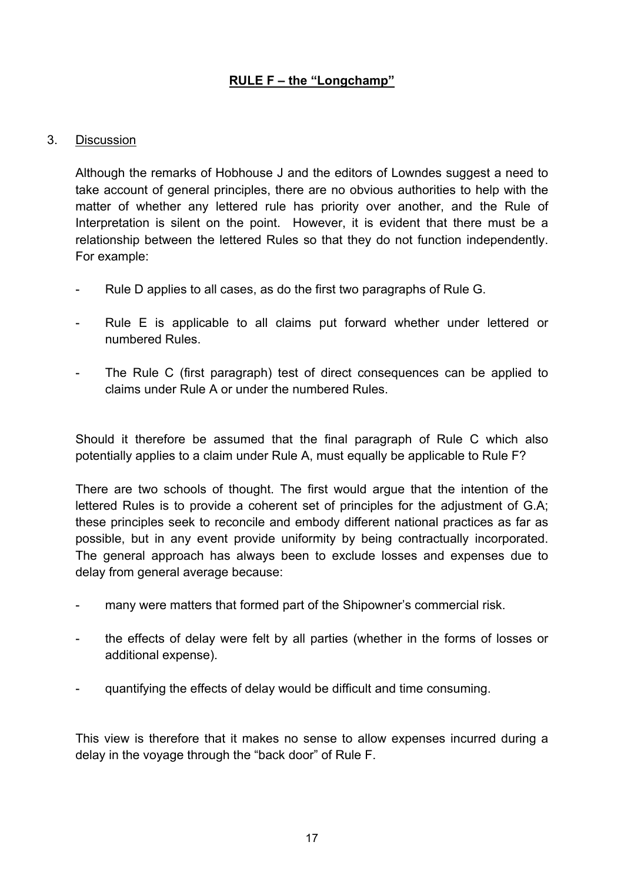**RULE F – the "Longchamp"**

3. Discussion

Although the remarks of Hobhouse J and the editors of Lowndes suggest a need to take account of general principles, there are no obvious authorities to help with the matter of whether any lettered rule has priority over another, and the Rule of Interpretation is silent on the point. However, it is evident that there must be a relationship between the lettered Rules so that they do not function independently. For example:

- Rule D applies to all cases, as do the first two paragraphs of Rule G.
- Rule E is applicable to all claims put forward whether under lettered or numbered Rules.
- The Rule C (first paragraph) test of direct consequences can be applied to claims under Rule A or under the numbered Rules.

Should it therefore be assumed that the final paragraph of Rule C which also potentially applies to a claim under Rule A, must equally be applicable to Rule F?

There are two schools of thought. The first would argue that the intention of the lettered Rules is to provide a coherent set of principles for the adjustment of G.A; these principles seek to reconcile and embody different national practices as far as possible, but in any event provide uniformity by being contractually incorporated. The general approach has always been to exclude losses and expenses due to delay from general average because:

- many were matters that formed part of the Shipowner's commercial risk.
- the effects of delay were felt by all parties (whether in the forms of losses or additional expense).
- quantifying the effects of delay would be difficult and time consuming.

This view is therefore that it makes no sense to allow expenses incurred during a delay in the voyage through the "back door" of Rule F.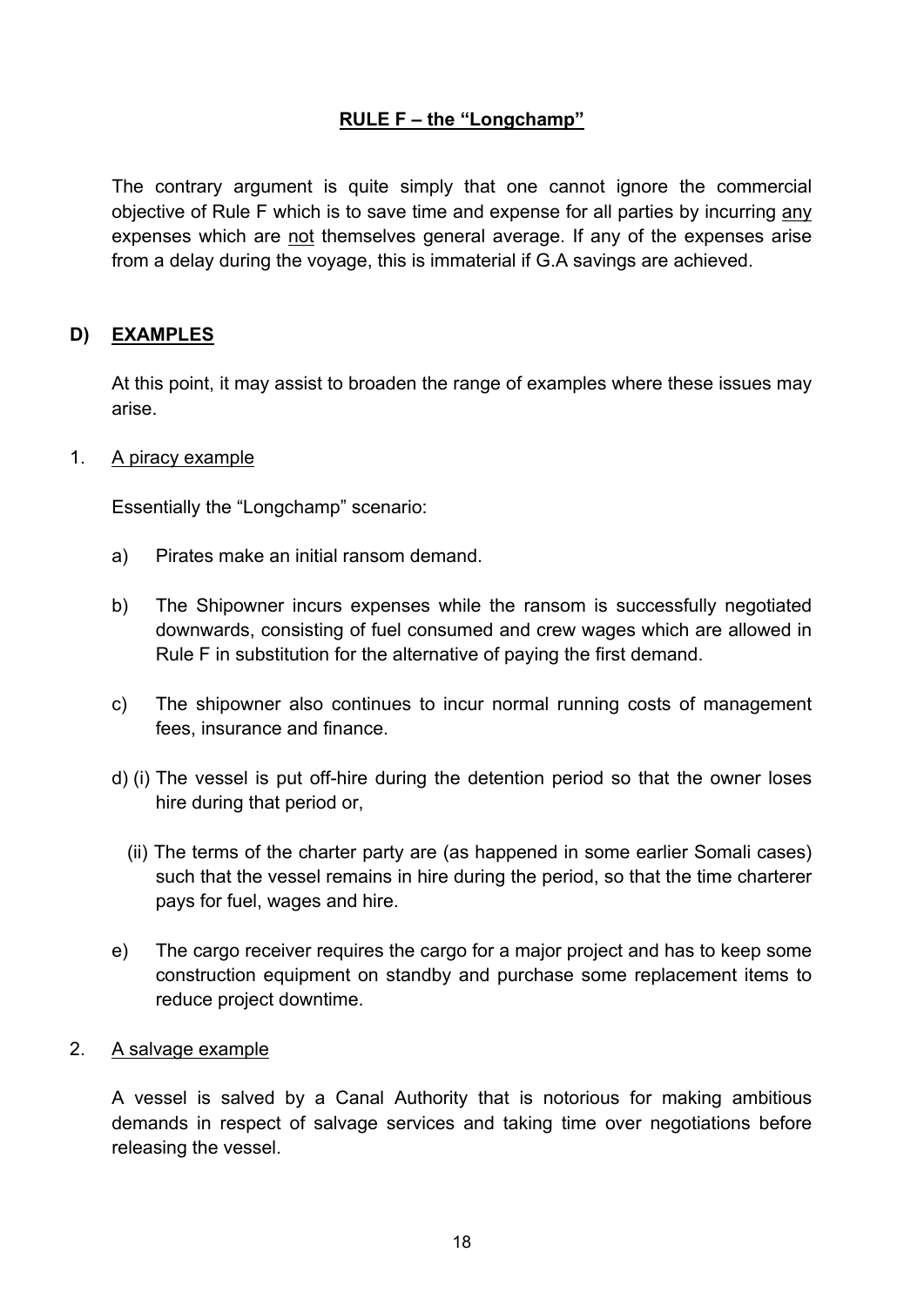**RULE F – the "Longchamp"**

The contrary argument is quite simply that one cannot ignore the commercial objective of Rule F which is to save time and expense for all parties by incurring any expenses which are not themselves general average. If any of the expenses arise from a delay during the voyage, this is immaterial if G.A savings are achieved.

## D) EXAMPLES

At this point, it may assist to broaden the range of examples where these issues may arise.

1. A piracy example

   Essentially the "Longchamp" scenario:

   a) Pirates make an initial ransom demand.

   b) The Shipowner incurs expenses while the ransom is successfully negotiated downwards, consisting of fuel consumed and crew wages which are allowed in Rule F in substitution for the alternative of paying the first demand.

   c) The shipowner also continues to incur normal running costs of management fees, insurance and finance.

   d) (i) The vessel is put off-hire during the detention period so that the owner loses hire during that period or,

      (ii) The terms of the charter party are (as happened in some earlier Somali cases) such that the vessel remains in hire during the period, so that the time charterer pays for fuel, wages and hire.

   e) The cargo receiver requires the cargo for a major project and has to keep some construction equipment on standby and purchase some replacement items to reduce project downtime.

2. A salvage example

   A vessel is salved by a Canal Authority that is notorious for making ambitious demands in respect of salvage services and taking time over negotiations before releasing the vessel.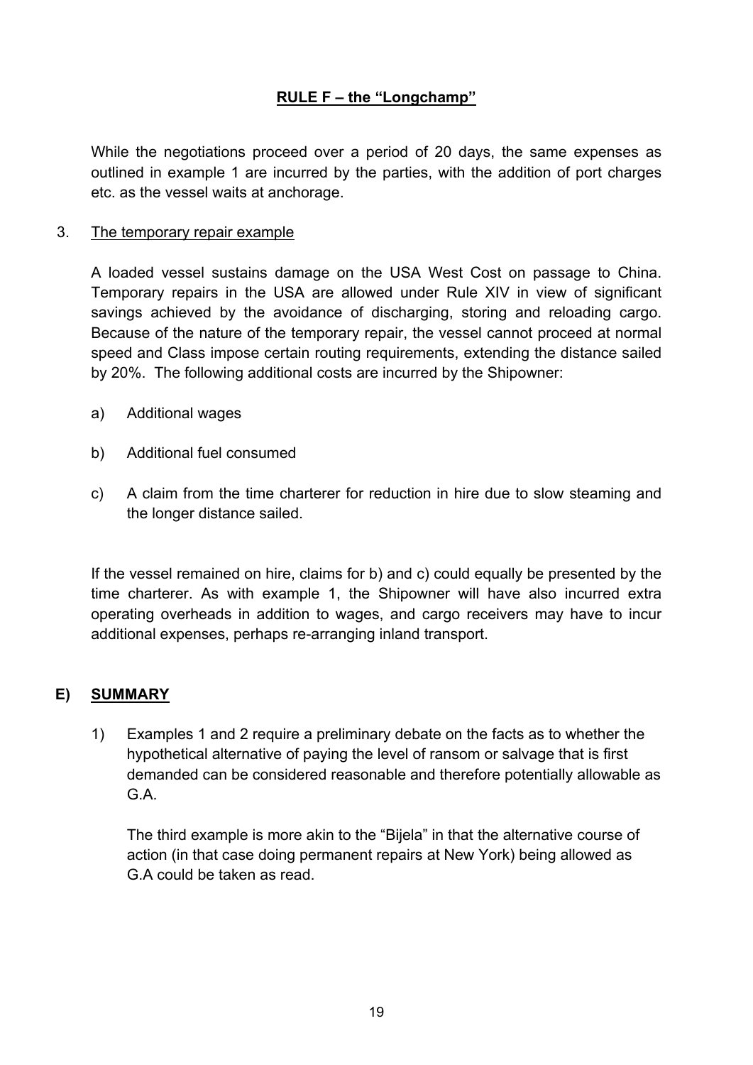**RULE F – the "Longchamp"**

While the negotiations proceed over a period of 20 days, the same expenses as outlined in example 1 are incurred by the parties, with the addition of port charges etc. as the vessel waits at anchorage.

3. The temporary repair example

A loaded vessel sustains damage on the USA West Cost on passage to China. Temporary repairs in the USA are allowed under Rule XIV in view of significant savings achieved by the avoidance of discharging, storing and reloading cargo. Because of the nature of the temporary repair, the vessel cannot proceed at normal speed and Class impose certain routing requirements, extending the distance sailed by 20%. The following additional costs are incurred by the Shipowner:

a) Additional wages

b) Additional fuel consumed

c) A claim from the time charterer for reduction in hire due to slow steaming and the longer distance sailed.

If the vessel remained on hire, claims for b) and c) could equally be presented by the time charterer. As with example 1, the Shipowner will have also incurred extra operating overheads in addition to wages, and cargo receivers may have to incur additional expenses, perhaps re-arranging inland transport.

## E) SUMMARY

1) Examples 1 and 2 require a preliminary debate on the facts as to whether the hypothetical alternative of paying the level of ransom or salvage that is first demanded can be considered reasonable and therefore potentially allowable as G.A.

The third example is more akin to the "Bijela" in that the alternative course of action (in that case doing permanent repairs at New York) being allowed as G.A could be taken as read.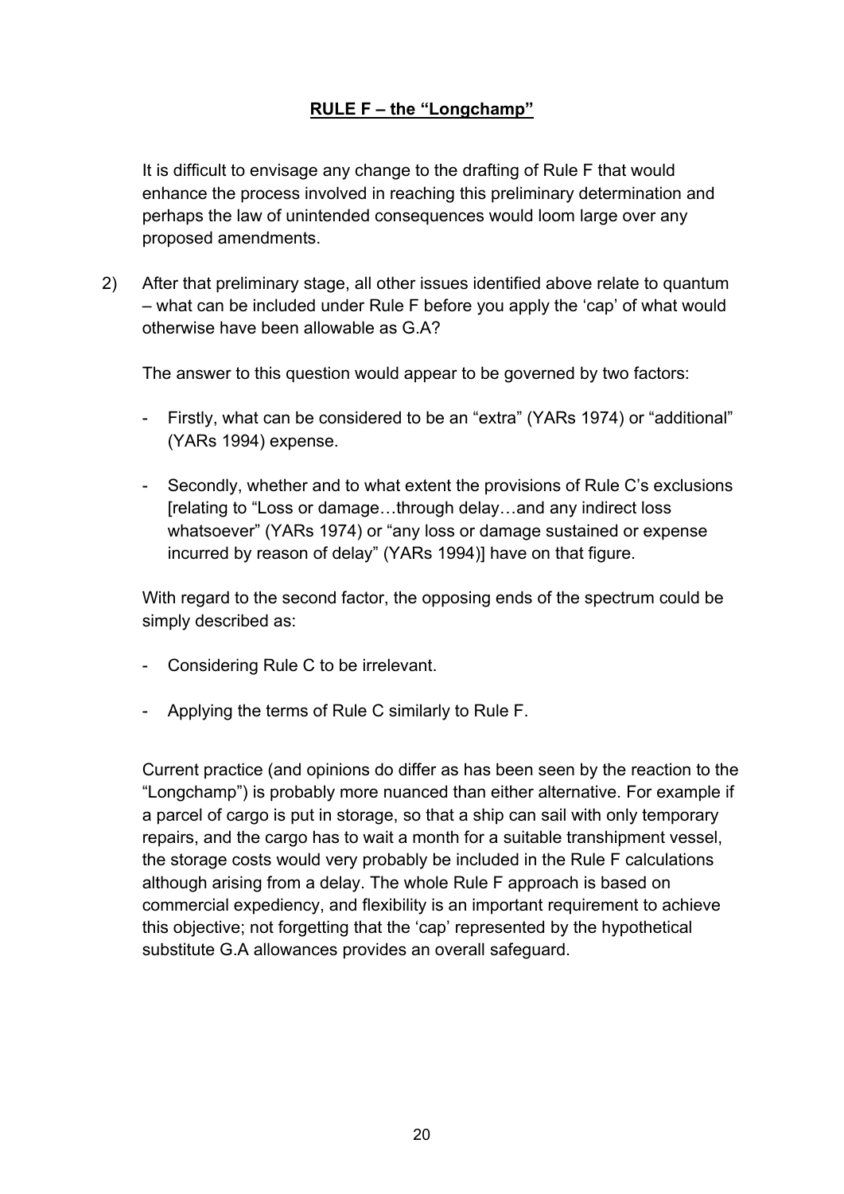**RULE F – the "Longchamp"**

It is difficult to envisage any change to the drafting of Rule F that would enhance the process involved in reaching this preliminary determination and perhaps the law of unintended consequences would loom large over any proposed amendments.

2) After that preliminary stage, all other issues identified above relate to quantum – what can be included under Rule F before you apply the 'cap' of what would otherwise have been allowable as G.A?

   The answer to this question would appear to be governed by two factors:

   - Firstly, what can be considered to be an "extra" (YARs 1974) or "additional" (YARs 1994) expense.

   - Secondly, whether and to what extent the provisions of Rule C's exclusions [relating to "Loss or damage…through delay…and any indirect loss whatsoever" (YARs 1974) or "any loss or damage sustained or expense incurred by reason of delay" (YARs 1994)] have on that figure.

   With regard to the second factor, the opposing ends of the spectrum could be simply described as:

   - Considering Rule C to be irrelevant.

   - Applying the terms of Rule C similarly to Rule F.

   Current practice (and opinions do differ as has been seen by the reaction to the "Longchamp") is probably more nuanced than either alternative. For example if a parcel of cargo is put in storage, so that a ship can sail with only temporary repairs, and the cargo has to wait a month for a suitable transhipment vessel, the storage costs would very probably be included in the Rule F calculations although arising from a delay. The whole Rule F approach is based on commercial expediency, and flexibility is an important requirement to achieve this objective; not forgetting that the 'cap' represented by the hypothetical substitute G.A allowances provides an overall safeguard.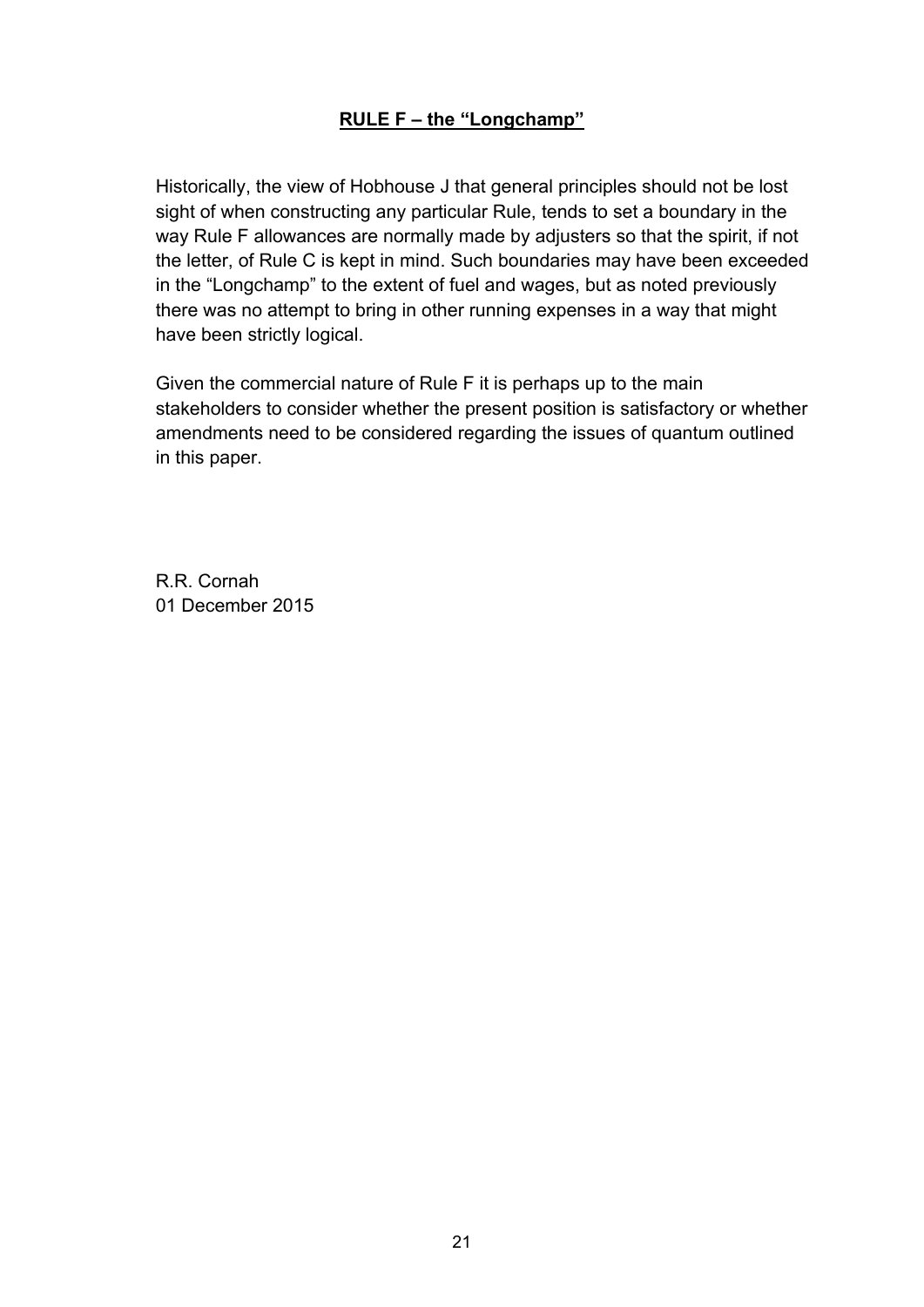## RULE F – the "Longchamp"

Historically, the view of Hobhouse J that general principles should not be lost sight of when constructing any particular Rule, tends to set a boundary in the way Rule F allowances are normally made by adjusters so that the spirit, if not the letter, of Rule C is kept in mind. Such boundaries may have been exceeded in the "Longchamp" to the extent of fuel and wages, but as noted previously there was no attempt to bring in other running expenses in a way that might have been strictly logical.

Given the commercial nature of Rule F it is perhaps up to the main stakeholders to consider whether the present position is satisfactory or whether amendments need to be considered regarding the issues of quantum outlined in this paper.

R.R. Cornah
01 December 2015